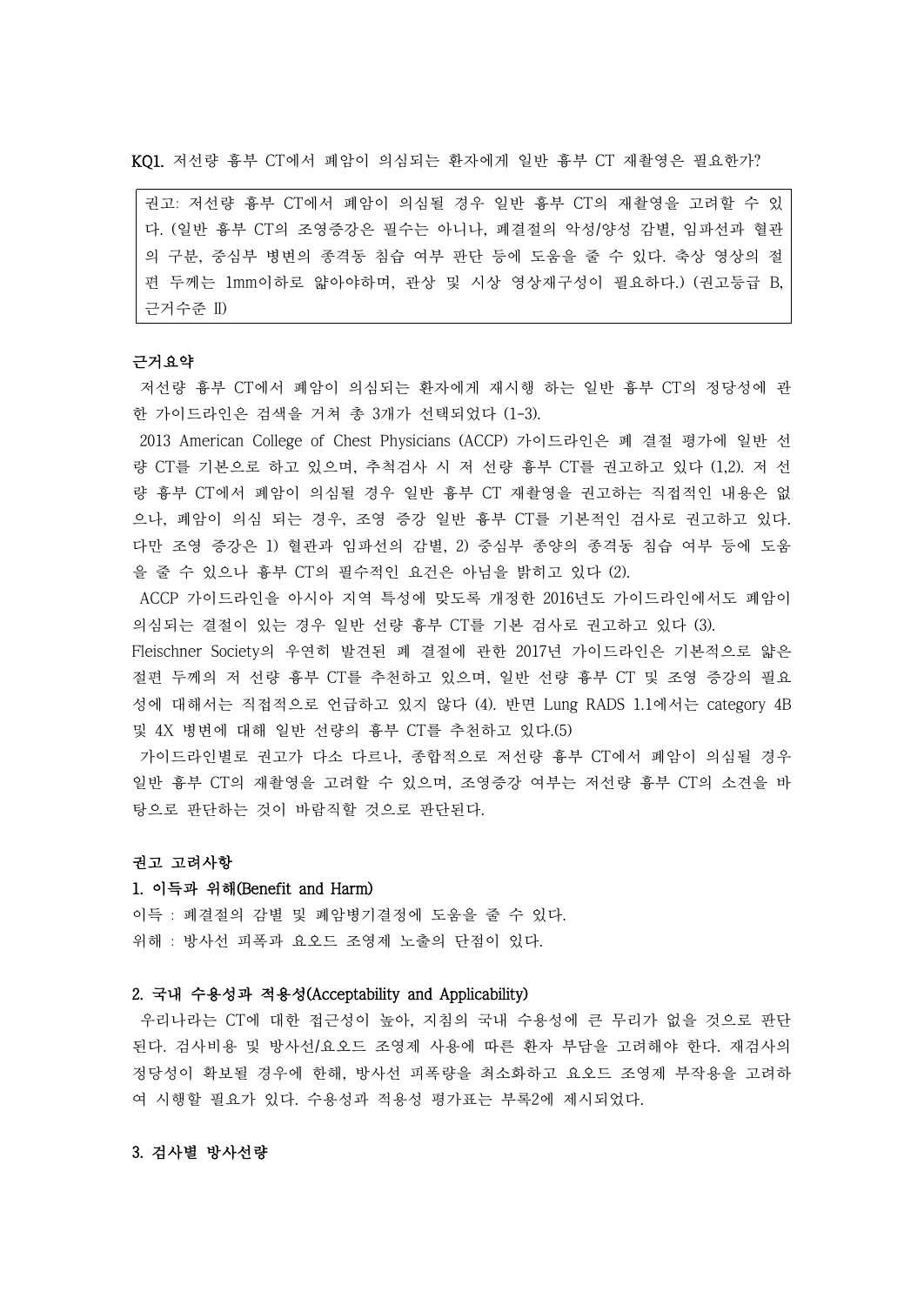**KQ1.** 저선량 흉부 CT에서 폐암이 의심되는 환자에게 일반 흉부 CT 재촬영은 필요한가?

> 권고: 저선량 흉부 CT에서 폐암이 의심될 경우 일반 흉부 CT의 재촬영을 고려할 수 있다. (일반 흉부 CT의 조영증강은 필수는 아니나, 폐결절의 악성/양성 감별, 임파선과 혈관의 구분, 중심부 병변의 종격동 침습 여부 판단 등에 도움을 줄 수 있다. 축상 영상의 절편 두께는 1mm이하로 얇아야하며, 관상 및 시상 영상재구성이 필요하다.) (권고등급 B, 근거수준 II)

**근거요약**

저선량 흉부 CT에서 폐암이 의심되는 환자에게 재시행 하는 일반 흉부 CT의 정당성에 관한 가이드라인은 검색을 거쳐 총 3개가 선택되었다 (1-3).

2013 American College of Chest Physicians (ACCP) 가이드라인은 폐 결절 평가에 일반 선량 CT를 기본으로 하고 있으며, 추적검사 시 저 선량 흉부 CT를 권고하고 있다 (1,2). 저 선량 흉부 CT에서 폐암이 의심될 경우 일반 흉부 CT 재촬영을 권고하는 직접적인 내용은 없으나, 폐암이 의심 되는 경우, 조영 증강 일반 흉부 CT를 기본적인 검사로 권고하고 있다. 다만 조영 증강은 1) 혈관과 임파선의 감별, 2) 중심부 종양의 종격동 침습 여부 등에 도움을 줄 수 있으나 흉부 CT의 필수적인 요건은 아님을 밝히고 있다 (2).

ACCP 가이드라인을 아시아 지역 특성에 맞도록 개정한 2016년도 가이드라인에서도 폐암이 의심되는 결절이 있는 경우 일반 선량 흉부 CT를 기본 검사로 권고하고 있다 (3).

Fleischner Society의 우연히 발견된 폐 결절에 관한 2017년 가이드라인은 기본적으로 얇은 절편 두께의 저 선량 흉부 CT를 추천하고 있으며, 일반 선량 흉부 CT 및 조영 증강의 필요성에 대해서는 직접적으로 언급하고 있지 않다 (4). 반면 Lung RADS 1.1에서는 category 4B 및 4X 병변에 대해 일반 선량의 흉부 CT를 추천하고 있다.(5)

가이드라인별로 권고가 다소 다르나, 종합적으로 저선량 흉부 CT에서 폐암이 의심될 경우 일반 흉부 CT의 재촬영을 고려할 수 있으며, 조영증강 여부는 저선량 흉부 CT의 소견을 바탕으로 판단하는 것이 바람직할 것으로 판단된다.

**권고 고려사항**

**1. 이득과 위해(Benefit and Harm)**

이득 : 폐결절의 감별 및 폐암병기결정에 도움을 줄 수 있다.

위해 : 방사선 피폭과 요오드 조영제 노출의 단점이 있다.

**2. 국내 수용성과 적용성(Acceptability and Applicability)**

우리나라는 CT에 대한 접근성이 높아, 지침의 국내 수용성에 큰 무리가 없을 것으로 판단된다. 검사비용 및 방사선/요오드 조영제 사용에 따른 환자 부담을 고려해야 한다. 재검사의 정당성이 확보될 경우에 한해, 방사선 피폭량을 최소화하고 요오드 조영제 부작용을 고려하여 시행할 필요가 있다. 수용성과 적용성 평가표는 부록2에 제시되었다.

**3. 검사별 방사선량**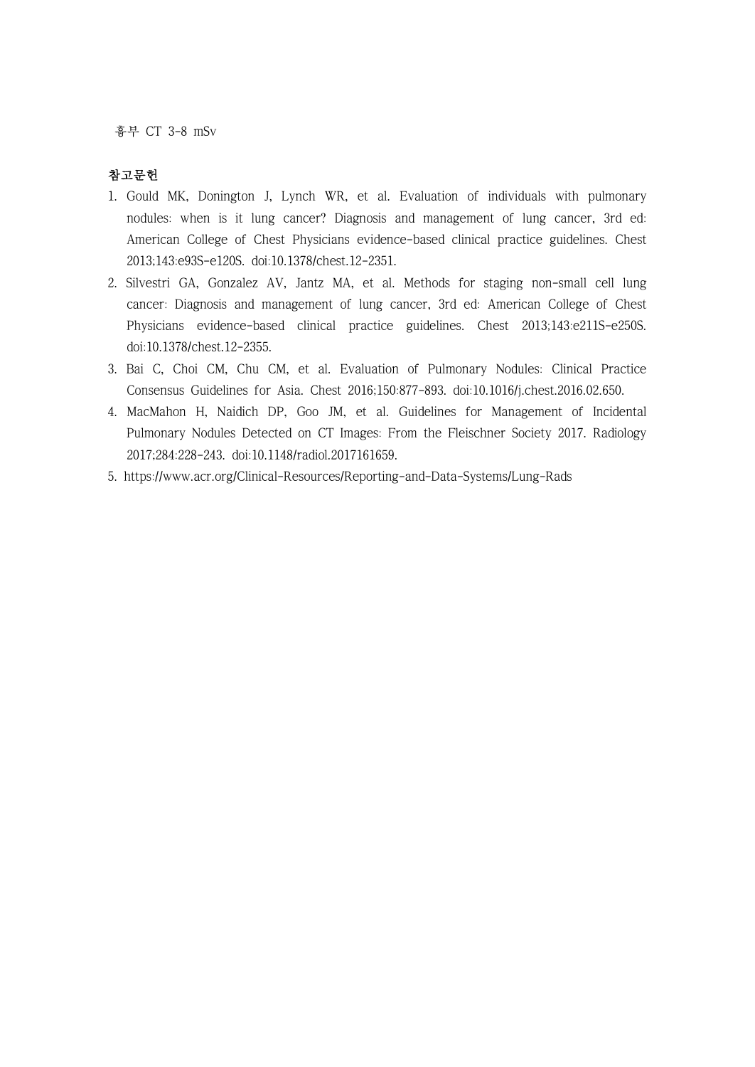흉부 CT 3-8 mSv

**참고문헌**

1. Gould MK, Donington J, Lynch WR, et al. Evaluation of individuals with pulmonary nodules: when is it lung cancer? Diagnosis and management of lung cancer, 3rd ed: American College of Chest Physicians evidence-based clinical practice guidelines. Chest 2013;143:e93S-e120S. doi:10.1378/chest.12-2351.
2. Silvestri GA, Gonzalez AV, Jantz MA, et al. Methods for staging non-small cell lung cancer: Diagnosis and management of lung cancer, 3rd ed: American College of Chest Physicians evidence-based clinical practice guidelines. Chest 2013;143:e211S-e250S. doi:10.1378/chest.12-2355.
3. Bai C, Choi CM, Chu CM, et al. Evaluation of Pulmonary Nodules: Clinical Practice Consensus Guidelines for Asia. Chest 2016;150:877-893. doi:10.1016/j.chest.2016.02.650.
4. MacMahon H, Naidich DP, Goo JM, et al. Guidelines for Management of Incidental Pulmonary Nodules Detected on CT Images: From the Fleischner Society 2017. Radiology 2017;284:228-243. doi:10.1148/radiol.2017161659.
5. https://www.acr.org/Clinical-Resources/Reporting-and-Data-Systems/Lung-Rads